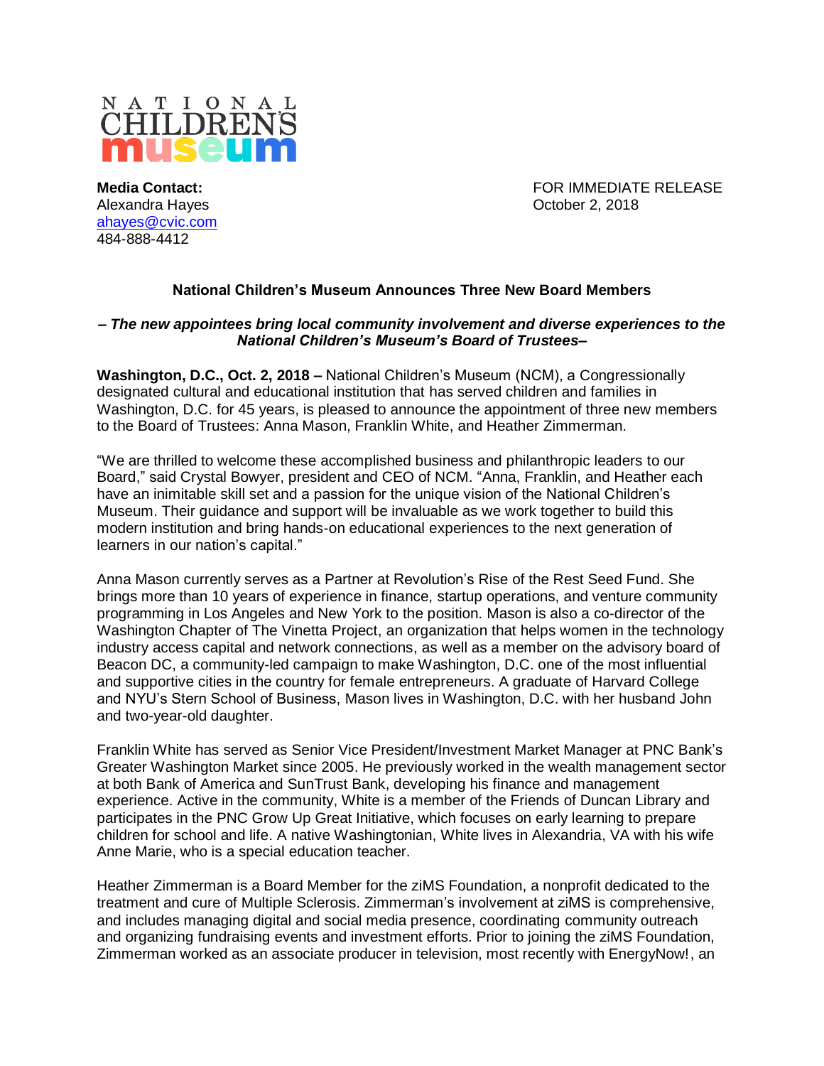NATIONAL CHILDREN'S museum

**Media Contact:**
Alexandra Hayes
ahayes@cvic.com
484-888-4412

FOR IMMEDIATE RELEASE
October 2, 2018

## National Children's Museum Announces Three New Board Members

***– The new appointees bring local community involvement and diverse experiences to the National Children's Museum's Board of Trustees–***

**Washington, D.C., Oct. 2, 2018 –** National Children's Museum (NCM), a Congressionally designated cultural and educational institution that has served children and families in Washington, D.C. for 45 years, is pleased to announce the appointment of three new members to the Board of Trustees: Anna Mason, Franklin White, and Heather Zimmerman.

"We are thrilled to welcome these accomplished business and philanthropic leaders to our Board," said Crystal Bowyer, president and CEO of NCM. "Anna, Franklin, and Heather each have an inimitable skill set and a passion for the unique vision of the National Children's Museum. Their guidance and support will be invaluable as we work together to build this modern institution and bring hands-on educational experiences to the next generation of learners in our nation's capital."

Anna Mason currently serves as a Partner at Revolution's Rise of the Rest Seed Fund. She brings more than 10 years of experience in finance, startup operations, and venture community programming in Los Angeles and New York to the position. Mason is also a co-director of the Washington Chapter of The Vinetta Project, an organization that helps women in the technology industry access capital and network connections, as well as a member on the advisory board of Beacon DC, a community-led campaign to make Washington, D.C. one of the most influential and supportive cities in the country for female entrepreneurs. A graduate of Harvard College and NYU's Stern School of Business, Mason lives in Washington, D.C. with her husband John and two-year-old daughter.

Franklin White has served as Senior Vice President/Investment Market Manager at PNC Bank's Greater Washington Market since 2005. He previously worked in the wealth management sector at both Bank of America and SunTrust Bank, developing his finance and management experience. Active in the community, White is a member of the Friends of Duncan Library and participates in the PNC Grow Up Great Initiative, which focuses on early learning to prepare children for school and life. A native Washingtonian, White lives in Alexandria, VA with his wife Anne Marie, who is a special education teacher.

Heather Zimmerman is a Board Member for the ziMS Foundation, a nonprofit dedicated to the treatment and cure of Multiple Sclerosis. Zimmerman's involvement at ziMS is comprehensive, and includes managing digital and social media presence, coordinating community outreach and organizing fundraising events and investment efforts. Prior to joining the ziMS Foundation, Zimmerman worked as an associate producer in television, most recently with EnergyNow!, an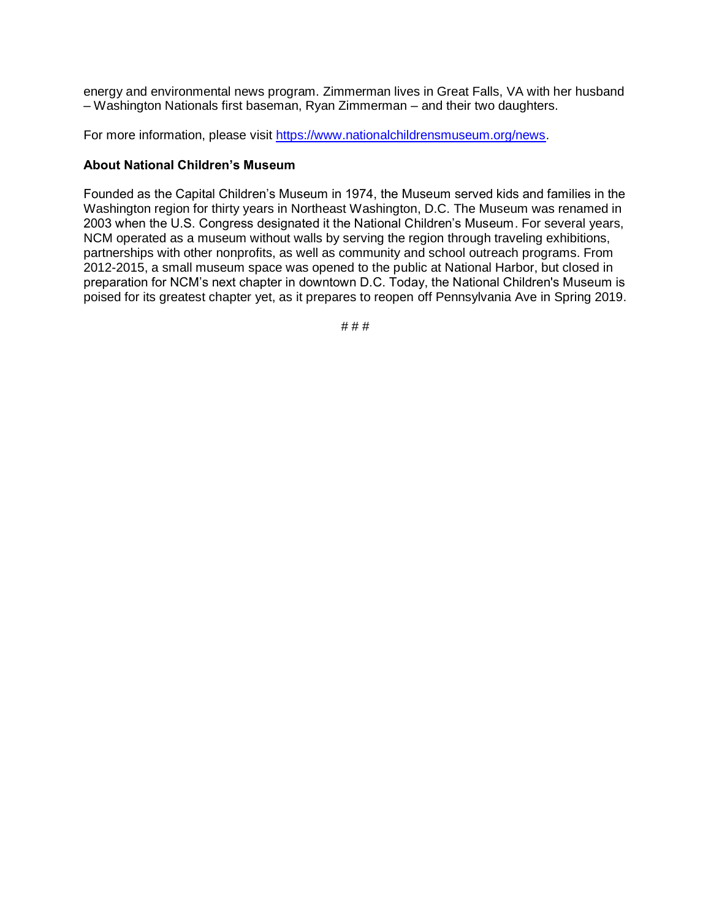energy and environmental news program. Zimmerman lives in Great Falls, VA with her husband – Washington Nationals first baseman, Ryan Zimmerman – and their two daughters.

For more information, please visit [https://www.nationalchildrensmuseum.org/news](https://www.nationalchildrensmuseum.org/news).

**About National Children's Museum**

Founded as the Capital Children's Museum in 1974, the Museum served kids and families in the Washington region for thirty years in Northeast Washington, D.C. The Museum was renamed in 2003 when the U.S. Congress designated it the National Children's Museum. For several years, NCM operated as a museum without walls by serving the region through traveling exhibitions, partnerships with other nonprofits, as well as community and school outreach programs. From 2012-2015, a small museum space was opened to the public at National Harbor, but closed in preparation for NCM's next chapter in downtown D.C. Today, the National Children's Museum is poised for its greatest chapter yet, as it prepares to reopen off Pennsylvania Ave in Spring 2019.

# # #